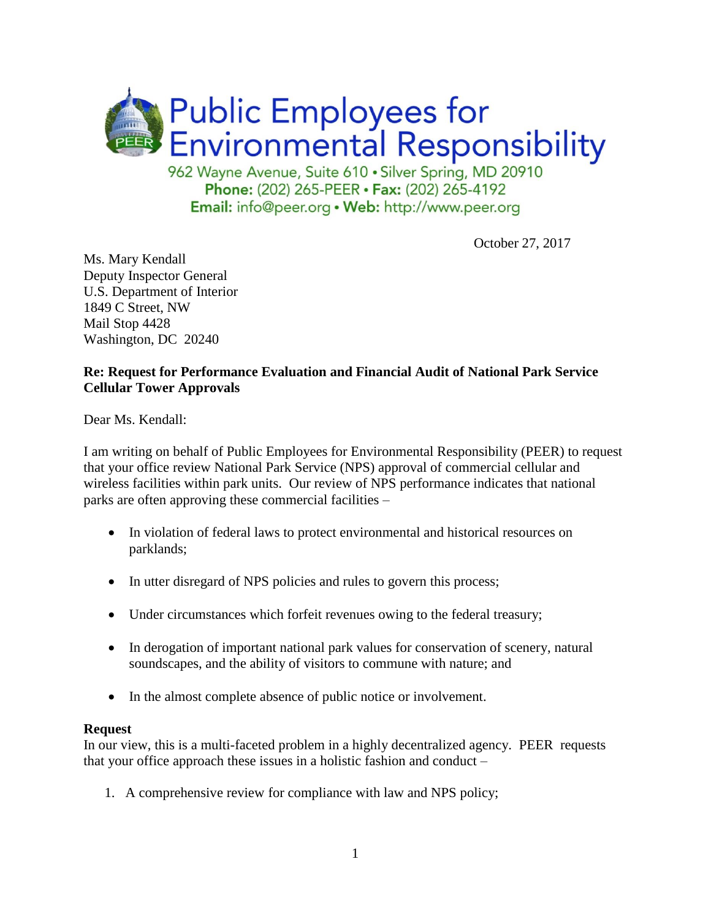# Public Employees for Environmental Responsibility

962 Wayne Avenue, Suite 610 • Silver Spring, MD 20910
**Phone:** (202) 265-PEER • **Fax:** (202) 265-4192
**Email:** info@peer.org • **Web:** http://www.peer.org

October 27, 2017

Ms. Mary Kendall
Deputy Inspector General
U.S. Department of Interior
1849 C Street, NW
Mail Stop 4428
Washington, DC 20240

**Re: Request for Performance Evaluation and Financial Audit of National Park Service Cellular Tower Approvals**

Dear Ms. Kendall:

I am writing on behalf of Public Employees for Environmental Responsibility (PEER) to request that your office review National Park Service (NPS) approval of commercial cellular and wireless facilities within park units. Our review of NPS performance indicates that national parks are often approving these commercial facilities –

- In violation of federal laws to protect environmental and historical resources on parklands;
- In utter disregard of NPS policies and rules to govern this process;
- Under circumstances which forfeit revenues owing to the federal treasury;
- In derogation of important national park values for conservation of scenery, natural soundscapes, and the ability of visitors to commune with nature; and
- In the almost complete absence of public notice or involvement.

**Request**

In our view, this is a multi-faceted problem in a highly decentralized agency. PEER requests that your office approach these issues in a holistic fashion and conduct –

1. A comprehensive review for compliance with law and NPS policy;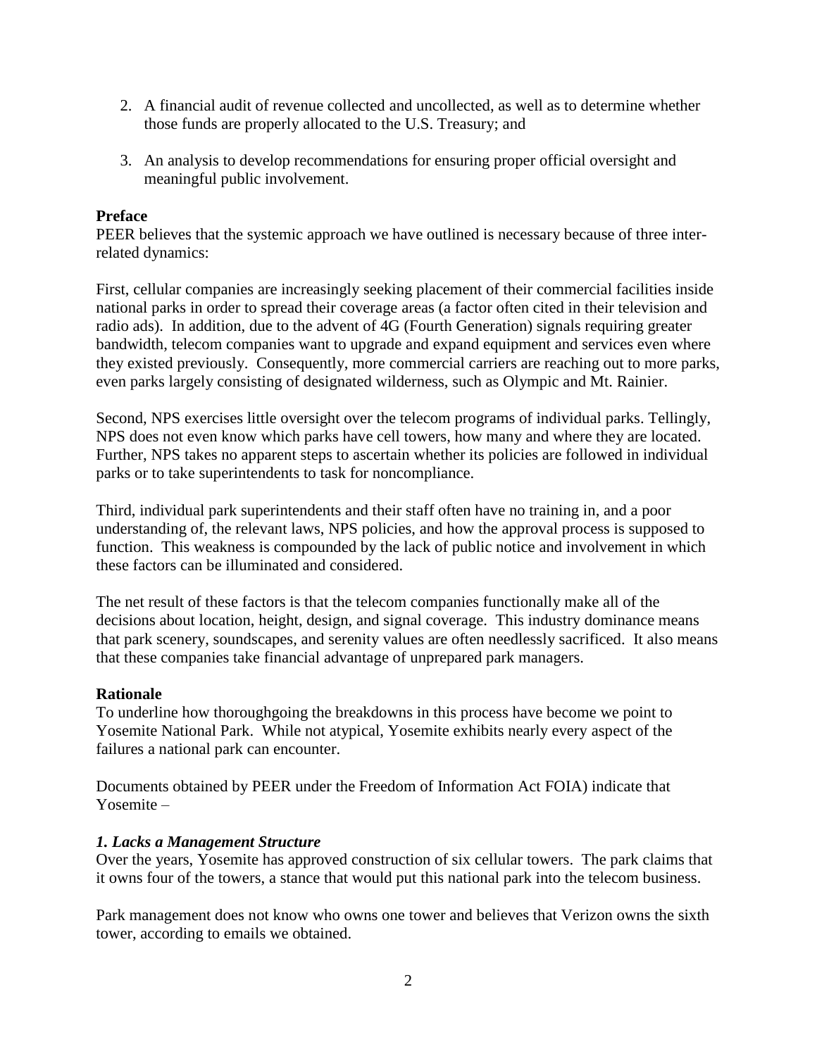2. A financial audit of revenue collected and uncollected, as well as to determine whether those funds are properly allocated to the U.S. Treasury; and

3. An analysis to develop recommendations for ensuring proper official oversight and meaningful public involvement.

**Preface**

PEER believes that the systemic approach we have outlined is necessary because of three inter-related dynamics:

First, cellular companies are increasingly seeking placement of their commercial facilities inside national parks in order to spread their coverage areas (a factor often cited in their television and radio ads). In addition, due to the advent of 4G (Fourth Generation) signals requiring greater bandwidth, telecom companies want to upgrade and expand equipment and services even where they existed previously. Consequently, more commercial carriers are reaching out to more parks, even parks largely consisting of designated wilderness, such as Olympic and Mt. Rainier.

Second, NPS exercises little oversight over the telecom programs of individual parks. Tellingly, NPS does not even know which parks have cell towers, how many and where they are located. Further, NPS takes no apparent steps to ascertain whether its policies are followed in individual parks or to take superintendents to task for noncompliance.

Third, individual park superintendents and their staff often have no training in, and a poor understanding of, the relevant laws, NPS policies, and how the approval process is supposed to function. This weakness is compounded by the lack of public notice and involvement in which these factors can be illuminated and considered.

The net result of these factors is that the telecom companies functionally make all of the decisions about location, height, design, and signal coverage. This industry dominance means that park scenery, soundscapes, and serenity values are often needlessly sacrificed. It also means that these companies take financial advantage of unprepared park managers.

**Rationale**

To underline how thoroughgoing the breakdowns in this process have become we point to Yosemite National Park. While not atypical, Yosemite exhibits nearly every aspect of the failures a national park can encounter.

Documents obtained by PEER under the Freedom of Information Act FOIA) indicate that Yosemite –

***1. Lacks a Management Structure***

Over the years, Yosemite has approved construction of six cellular towers. The park claims that it owns four of the towers, a stance that would put this national park into the telecom business.

Park management does not know who owns one tower and believes that Verizon owns the sixth tower, according to emails we obtained.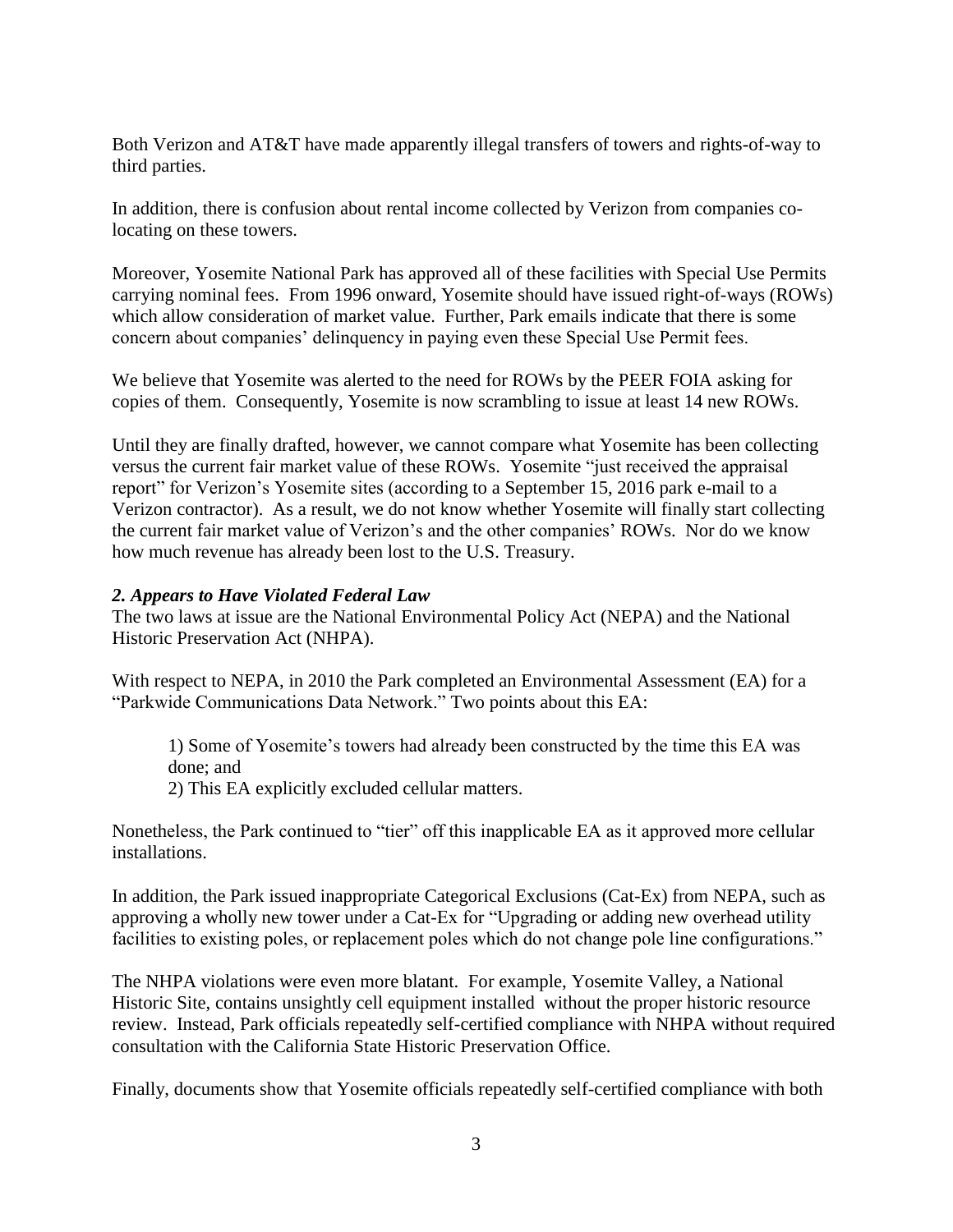Both Verizon and AT&T have made apparently illegal transfers of towers and rights-of-way to third parties.

In addition, there is confusion about rental income collected by Verizon from companies co-locating on these towers.

Moreover, Yosemite National Park has approved all of these facilities with Special Use Permits carrying nominal fees. From 1996 onward, Yosemite should have issued right-of-ways (ROWs) which allow consideration of market value. Further, Park emails indicate that there is some concern about companies' delinquency in paying even these Special Use Permit fees.

We believe that Yosemite was alerted to the need for ROWs by the PEER FOIA asking for copies of them. Consequently, Yosemite is now scrambling to issue at least 14 new ROWs.

Until they are finally drafted, however, we cannot compare what Yosemite has been collecting versus the current fair market value of these ROWs. Yosemite "just received the appraisal report" for Verizon's Yosemite sites (according to a September 15, 2016 park e-mail to a Verizon contractor). As a result, we do not know whether Yosemite will finally start collecting the current fair market value of Verizon's and the other companies' ROWs. Nor do we know how much revenue has already been lost to the U.S. Treasury.

### *2. Appears to Have Violated Federal Law*

The two laws at issue are the National Environmental Policy Act (NEPA) and the National Historic Preservation Act (NHPA).

With respect to NEPA, in 2010 the Park completed an Environmental Assessment (EA) for a "Parkwide Communications Data Network." Two points about this EA:

> 1) Some of Yosemite's towers had already been constructed by the time this EA was done; and
> 2) This EA explicitly excluded cellular matters.

Nonetheless, the Park continued to "tier" off this inapplicable EA as it approved more cellular installations.

In addition, the Park issued inappropriate Categorical Exclusions (Cat-Ex) from NEPA, such as approving a wholly new tower under a Cat-Ex for "Upgrading or adding new overhead utility facilities to existing poles, or replacement poles which do not change pole line configurations."

The NHPA violations were even more blatant. For example, Yosemite Valley, a National Historic Site, contains unsightly cell equipment installed without the proper historic resource review. Instead, Park officials repeatedly self-certified compliance with NHPA without required consultation with the California State Historic Preservation Office.

Finally, documents show that Yosemite officials repeatedly self-certified compliance with both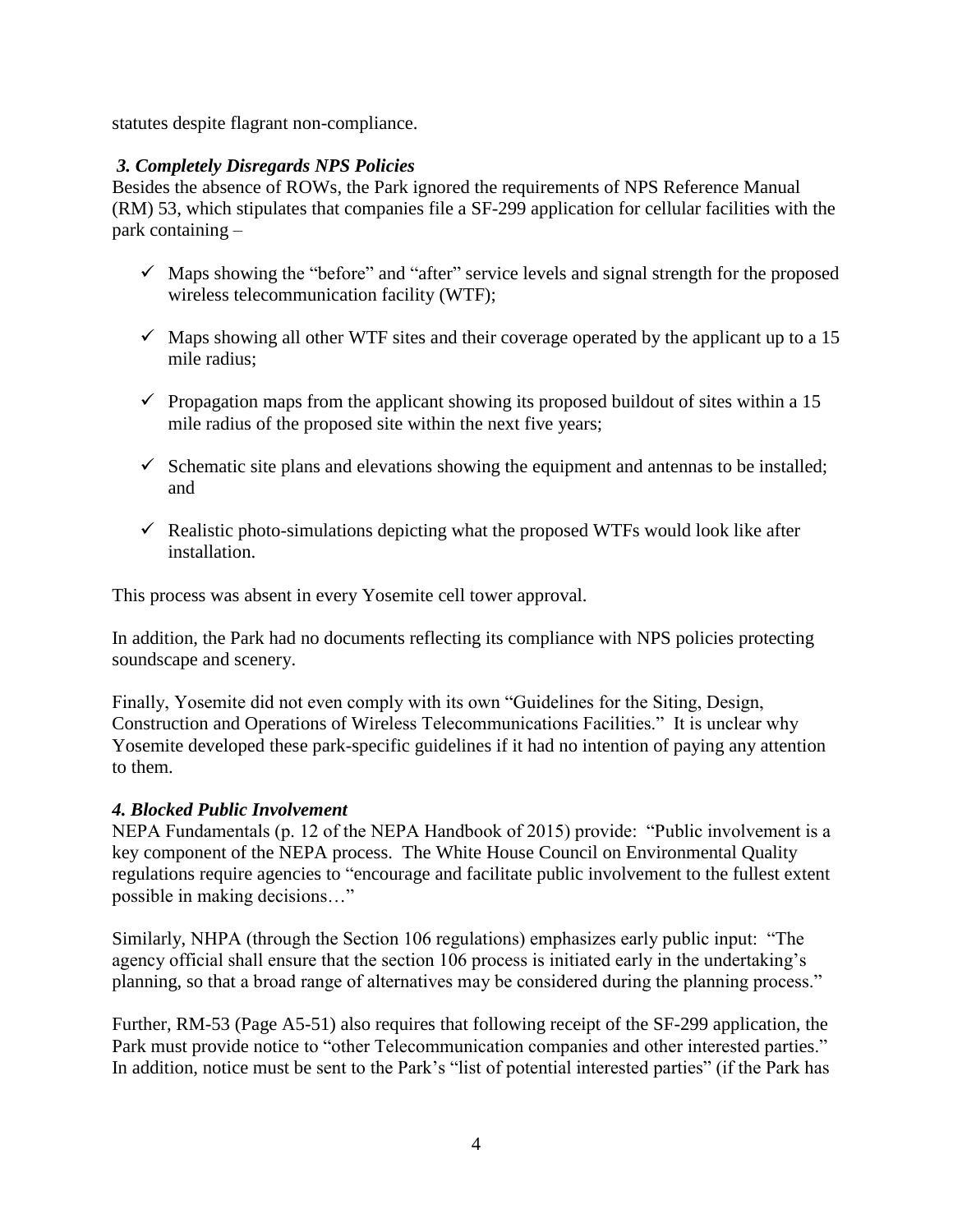statutes despite flagrant non-compliance.

### *3. Completely Disregards NPS Policies*

Besides the absence of ROWs, the Park ignored the requirements of NPS Reference Manual (RM) 53, which stipulates that companies file a SF-299 application for cellular facilities with the park containing –

- ✓ Maps showing the "before" and "after" service levels and signal strength for the proposed wireless telecommunication facility (WTF);
- ✓ Maps showing all other WTF sites and their coverage operated by the applicant up to a 15 mile radius;
- ✓ Propagation maps from the applicant showing its proposed buildout of sites within a 15 mile radius of the proposed site within the next five years;
- ✓ Schematic site plans and elevations showing the equipment and antennas to be installed; and
- ✓ Realistic photo-simulations depicting what the proposed WTFs would look like after installation.

This process was absent in every Yosemite cell tower approval.

In addition, the Park had no documents reflecting its compliance with NPS policies protecting soundscape and scenery.

Finally, Yosemite did not even comply with its own "Guidelines for the Siting, Design, Construction and Operations of Wireless Telecommunications Facilities." It is unclear why Yosemite developed these park-specific guidelines if it had no intention of paying any attention to them.

### *4. Blocked Public Involvement*

NEPA Fundamentals (p. 12 of the NEPA Handbook of 2015) provide: "Public involvement is a key component of the NEPA process. The White House Council on Environmental Quality regulations require agencies to "encourage and facilitate public involvement to the fullest extent possible in making decisions…"

Similarly, NHPA (through the Section 106 regulations) emphasizes early public input: "The agency official shall ensure that the section 106 process is initiated early in the undertaking's planning, so that a broad range of alternatives may be considered during the planning process."

Further, RM-53 (Page A5-51) also requires that following receipt of the SF-299 application, the Park must provide notice to "other Telecommunication companies and other interested parties." In addition, notice must be sent to the Park's "list of potential interested parties" (if the Park has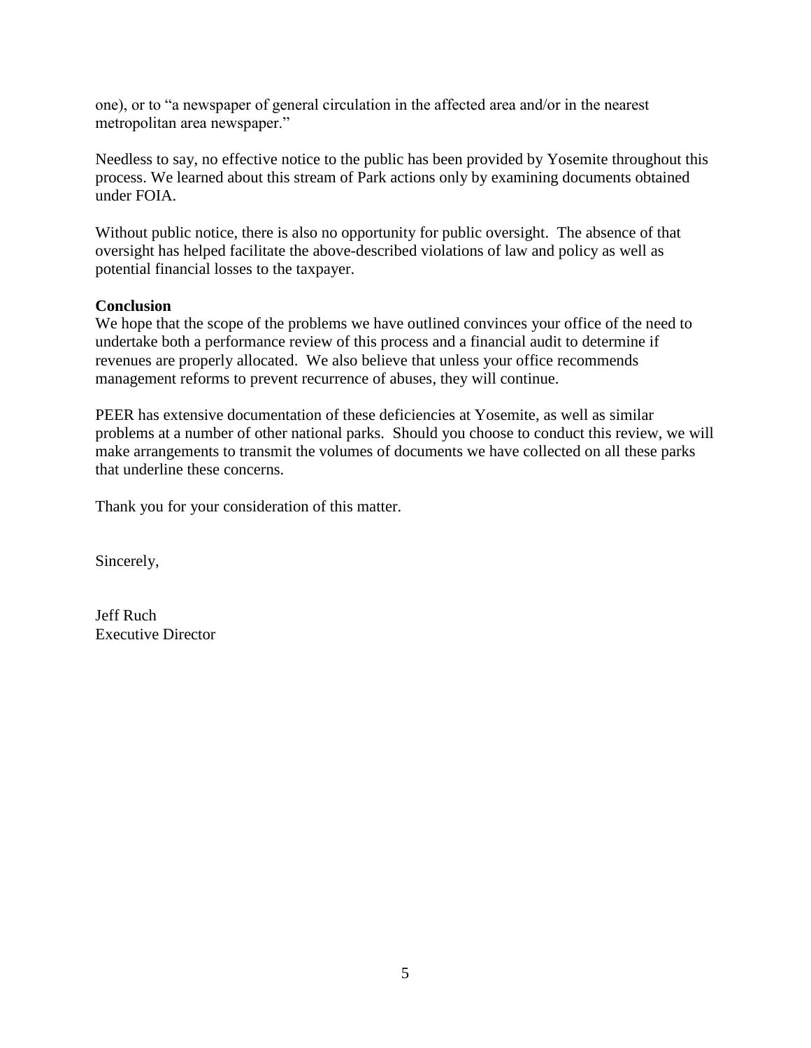one), or to "a newspaper of general circulation in the affected area and/or in the nearest metropolitan area newspaper."

Needless to say, no effective notice to the public has been provided by Yosemite throughout this process. We learned about this stream of Park actions only by examining documents obtained under FOIA.

Without public notice, there is also no opportunity for public oversight. The absence of that oversight has helped facilitate the above-described violations of law and policy as well as potential financial losses to the taxpayer.

**Conclusion**

We hope that the scope of the problems we have outlined convinces your office of the need to undertake both a performance review of this process and a financial audit to determine if revenues are properly allocated. We also believe that unless your office recommends management reforms to prevent recurrence of abuses, they will continue.

PEER has extensive documentation of these deficiencies at Yosemite, as well as similar problems at a number of other national parks. Should you choose to conduct this review, we will make arrangements to transmit the volumes of documents we have collected on all these parks that underline these concerns.

Thank you for your consideration of this matter.

Sincerely,

Jeff Ruch
Executive Director